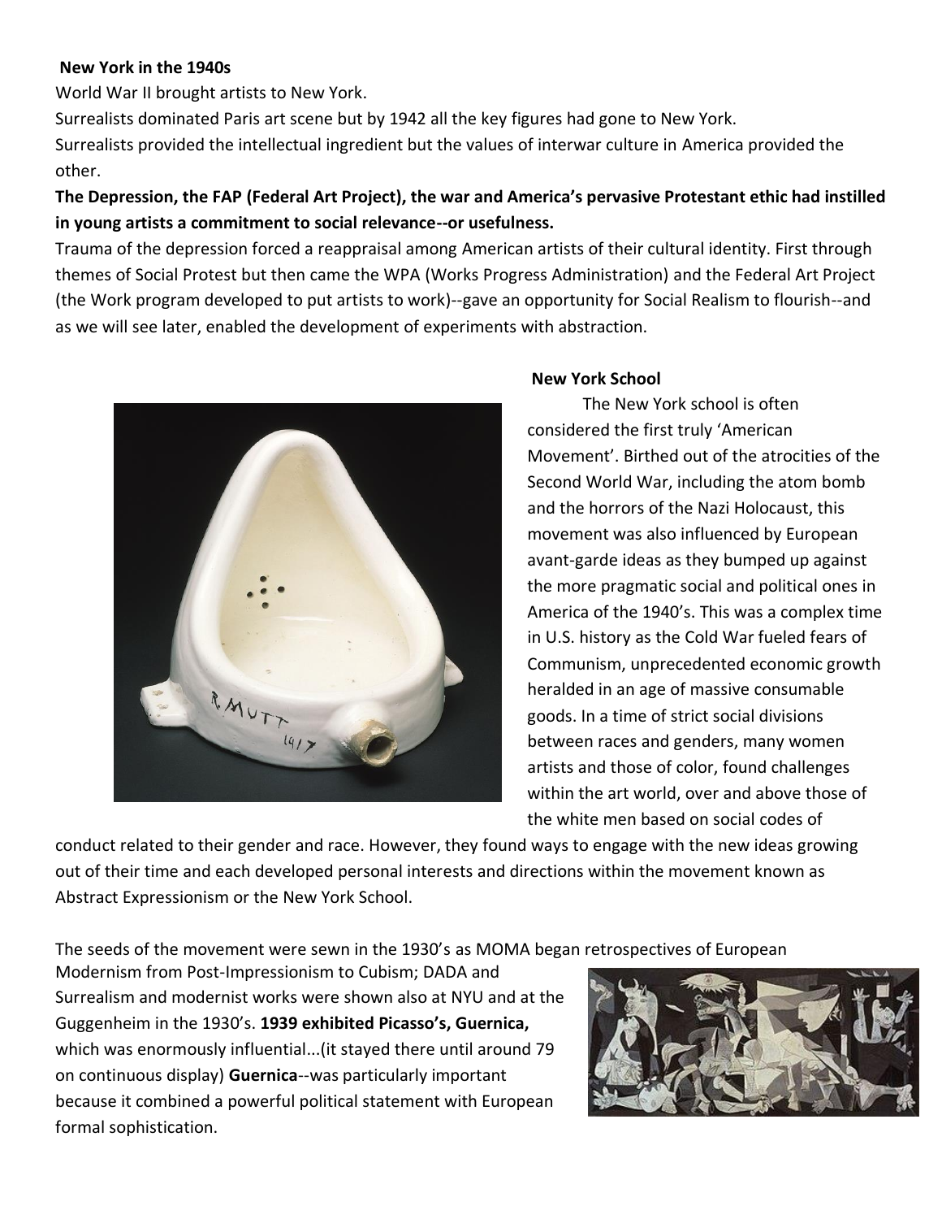**New York in the 1940s**

World War II brought artists to New York.

Surrealists dominated Paris art scene but by 1942 all the key figures had gone to New York.

Surrealists provided the intellectual ingredient but the values of interwar culture in America provided the other.

**The Depression, the FAP (Federal Art Project), the war and America's pervasive Protestant ethic had instilled in young artists a commitment to social relevance--or usefulness.**

Trauma of the depression forced a reappraisal among American artists of their cultural identity. First through themes of Social Protest but then came the WPA (Works Progress Administration) and the Federal Art Project (the Work program developed to put artists to work)--gave an opportunity for Social Realism to flourish--and as we will see later, enabled the development of experiments with abstraction.

**New York School**

The New York school is often considered the first truly 'American Movement'. Birthed out of the atrocities of the Second World War, including the atom bomb and the horrors of the Nazi Holocaust, this movement was also influenced by European avant-garde ideas as they bumped up against the more pragmatic social and political ones in America of the 1940's. This was a complex time in U.S. history as the Cold War fueled fears of Communism, unprecedented economic growth heralded in an age of massive consumable goods. In a time of strict social divisions between races and genders, many women artists and those of color, found challenges within the art world, over and above those of the white men based on social codes of conduct related to their gender and race. However, they found ways to engage with the new ideas growing out of their time and each developed personal interests and directions within the movement known as Abstract Expressionism or the New York School.

The seeds of the movement were sewn in the 1930's as MOMA began retrospectives of European Modernism from Post-Impressionism to Cubism; DADA and Surrealism and modernist works were shown also at NYU and at the Guggenheim in the 1930's. **1939 exhibited Picasso's, Guernica,** which was enormously influential...(it stayed there until around 79 on continuous display) **Guernica**--was particularly important because it combined a powerful political statement with European formal sophistication.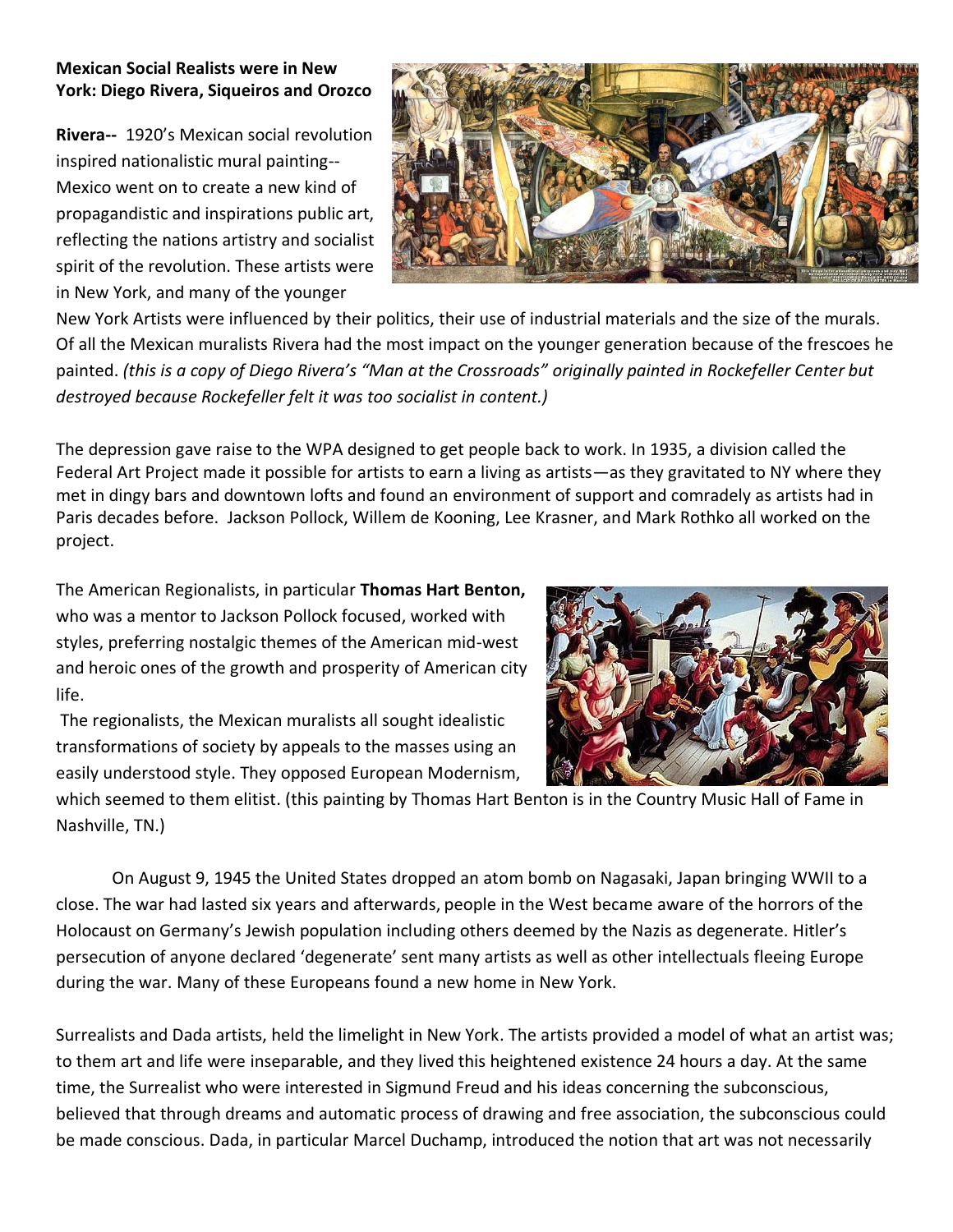**Mexican Social Realists were in New York: Diego Rivera, Siqueiros and Orozco**

**Rivera--** 1920's Mexican social revolution inspired nationalistic mural painting--Mexico went on to create a new kind of propagandistic and inspirations public art, reflecting the nations artistry and socialist spirit of the revolution. These artists were in New York, and many of the younger New York Artists were influenced by their politics, their use of industrial materials and the size of the murals. Of all the Mexican muralists Rivera had the most impact on the younger generation because of the frescoes he painted. *(this is a copy of Diego Rivera's "Man at the Crossroads" originally painted in Rockefeller Center but destroyed because Rockefeller felt it was too socialist in content.)*

The depression gave raise to the WPA designed to get people back to work. In 1935, a division called the Federal Art Project made it possible for artists to earn a living as artists—as they gravitated to NY where they met in dingy bars and downtown lofts and found an environment of support and comradely as artists had in Paris decades before. Jackson Pollock, Willem de Kooning, Lee Krasner, and Mark Rothko all worked on the project.

The American Regionalists, in particular **Thomas Hart Benton,** who was a mentor to Jackson Pollock focused, worked with styles, preferring nostalgic themes of the American mid-west and heroic ones of the growth and prosperity of American city life.

The regionalists, the Mexican muralists all sought idealistic transformations of society by appeals to the masses using an easily understood style. They opposed European Modernism, which seemed to them elitist. (this painting by Thomas Hart Benton is in the Country Music Hall of Fame in Nashville, TN.)

On August 9, 1945 the United States dropped an atom bomb on Nagasaki, Japan bringing WWII to a close. The war had lasted six years and afterwards, people in the West became aware of the horrors of the Holocaust on Germany's Jewish population including others deemed by the Nazis as degenerate. Hitler's persecution of anyone declared 'degenerate' sent many artists as well as other intellectuals fleeing Europe during the war. Many of these Europeans found a new home in New York.

Surrealists and Dada artists, held the limelight in New York. The artists provided a model of what an artist was; to them art and life were inseparable, and they lived this heightened existence 24 hours a day. At the same time, the Surrealist who were interested in Sigmund Freud and his ideas concerning the subconscious, believed that through dreams and automatic process of drawing and free association, the subconscious could be made conscious. Dada, in particular Marcel Duchamp, introduced the notion that art was not necessarily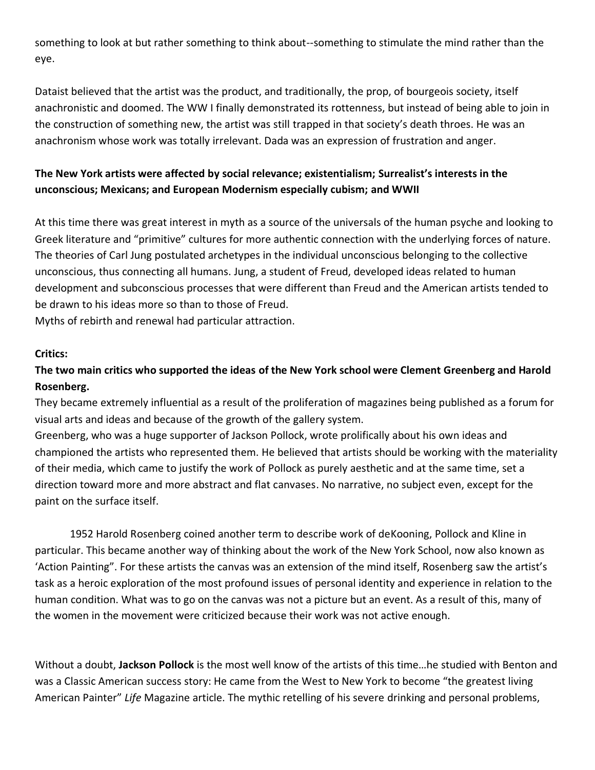something to look at but rather something to think about--something to stimulate the mind rather than the eye.

Dataist believed that the artist was the product, and traditionally, the prop, of bourgeois society, itself anachronistic and doomed. The WW I finally demonstrated its rottenness, but instead of being able to join in the construction of something new, the artist was still trapped in that society's death throes. He was an anachronism whose work was totally irrelevant. Dada was an expression of frustration and anger.

**The New York artists were affected by social relevance; existentialism; Surrealist's interests in the unconscious; Mexicans; and European Modernism especially cubism; and WWII**

At this time there was great interest in myth as a source of the universals of the human psyche and looking to Greek literature and "primitive" cultures for more authentic connection with the underlying forces of nature. The theories of Carl Jung postulated archetypes in the individual unconscious belonging to the collective unconscious, thus connecting all humans. Jung, a student of Freud, developed ideas related to human development and subconscious processes that were different than Freud and the American artists tended to be drawn to his ideas more so than to those of Freud.
Myths of rebirth and renewal had particular attraction.

**Critics:**

**The two main critics who supported the ideas of the New York school were Clement Greenberg and Harold Rosenberg.**

They became extremely influential as a result of the proliferation of magazines being published as a forum for visual arts and ideas and because of the growth of the gallery system.
Greenberg, who was a huge supporter of Jackson Pollock, wrote prolifically about his own ideas and championed the artists who represented them. He believed that artists should be working with the materiality of their media, which came to justify the work of Pollock as purely aesthetic and at the same time, set a direction toward more and more abstract and flat canvases. No narrative, no subject even, except for the paint on the surface itself.

1952 Harold Rosenberg coined another term to describe work of deKooning, Pollock and Kline in particular. This became another way of thinking about the work of the New York School, now also known as 'Action Painting". For these artists the canvas was an extension of the mind itself, Rosenberg saw the artist's task as a heroic exploration of the most profound issues of personal identity and experience in relation to the human condition. What was to go on the canvas was not a picture but an event. As a result of this, many of the women in the movement were criticized because their work was not active enough.

Without a doubt, **Jackson Pollock** is the most well know of the artists of this time…he studied with Benton and was a Classic American success story: He came from the West to New York to become "the greatest living American Painter" *Life* Magazine article. The mythic retelling of his severe drinking and personal problems,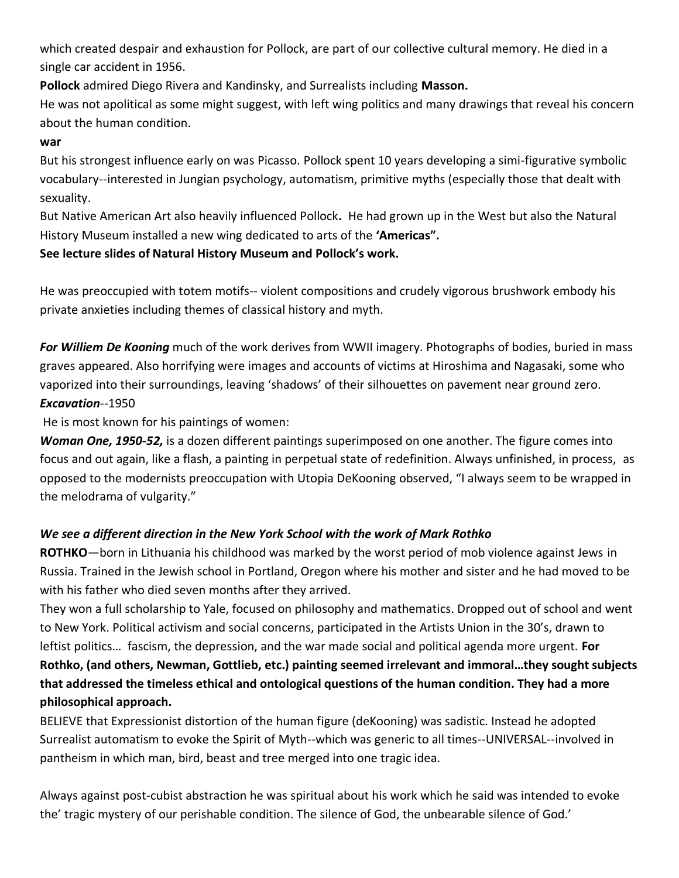which created despair and exhaustion for Pollock, are part of our collective cultural memory. He died in a single car accident in 1956.

**Pollock** admired Diego Rivera and Kandinsky, and Surrealists including **Masson.**

He was not apolitical as some might suggest, with left wing politics and many drawings that reveal his concern about the human condition.

**war**

But his strongest influence early on was Picasso. Pollock spent 10 years developing a simi-figurative symbolic vocabulary--interested in Jungian psychology, automatism, primitive myths (especially those that dealt with sexuality.

But Native American Art also heavily influenced Pollock**.** He had grown up in the West but also the Natural History Museum installed a new wing dedicated to arts of the **'Americas".**

**See lecture slides of Natural History Museum and Pollock's work.**

He was preoccupied with totem motifs-- violent compositions and crudely vigorous brushwork embody his private anxieties including themes of classical history and myth.

***For Williem De Kooning*** much of the work derives from WWII imagery. Photographs of bodies, buried in mass graves appeared. Also horrifying were images and accounts of victims at Hiroshima and Nagasaki, some who vaporized into their surroundings, leaving 'shadows' of their silhouettes on pavement near ground zero.

***Excavation***--1950

He is most known for his paintings of women:

***Woman One, 1950-52,*** is a dozen different paintings superimposed on one another. The figure comes into focus and out again, like a flash, a painting in perpetual state of redefinition. Always unfinished, in process, as opposed to the modernists preoccupation with Utopia DeKooning observed, "I always seem to be wrapped in the melodrama of vulgarity."

***We see a different direction in the New York School with the work of Mark Rothko***

**ROTHKO**—born in Lithuania his childhood was marked by the worst period of mob violence against Jews in Russia. Trained in the Jewish school in Portland, Oregon where his mother and sister and he had moved to be with his father who died seven months after they arrived.

They won a full scholarship to Yale, focused on philosophy and mathematics. Dropped out of school and went to New York. Political activism and social concerns, participated in the Artists Union in the 30's, drawn to leftist politics… fascism, the depression, and the war made social and political agenda more urgent. **For Rothko, (and others, Newman, Gottlieb, etc.) painting seemed irrelevant and immoral…they sought subjects that addressed the timeless ethical and ontological questions of the human condition. They had a more philosophical approach.**

BELIEVE that Expressionist distortion of the human figure (deKooning) was sadistic. Instead he adopted Surrealist automatism to evoke the Spirit of Myth--which was generic to all times--UNIVERSAL--involved in pantheism in which man, bird, beast and tree merged into one tragic idea.

Always against post-cubist abstraction he was spiritual about his work which he said was intended to evoke the' tragic mystery of our perishable condition. The silence of God, the unbearable silence of God.'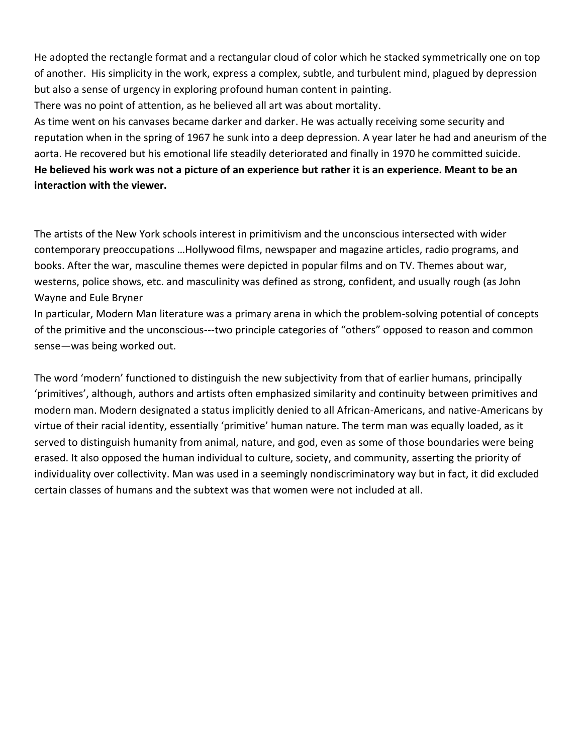He adopted the rectangle format and a rectangular cloud of color which he stacked symmetrically one on top of another. His simplicity in the work, express a complex, subtle, and turbulent mind, plagued by depression but also a sense of urgency in exploring profound human content in painting.

There was no point of attention, as he believed all art was about mortality.

As time went on his canvases became darker and darker. He was actually receiving some security and reputation when in the spring of 1967 he sunk into a deep depression. A year later he had and aneurism of the aorta. He recovered but his emotional life steadily deteriorated and finally in 1970 he committed suicide.

**He believed his work was not a picture of an experience but rather it is an experience. Meant to be an interaction with the viewer.**

The artists of the New York schools interest in primitivism and the unconscious intersected with wider contemporary preoccupations …Hollywood films, newspaper and magazine articles, radio programs, and books. After the war, masculine themes were depicted in popular films and on TV. Themes about war, westerns, police shows, etc. and masculinity was defined as strong, confident, and usually rough (as John Wayne and Eule Bryner

In particular, Modern Man literature was a primary arena in which the problem-solving potential of concepts of the primitive and the unconscious---two principle categories of "others" opposed to reason and common sense—was being worked out.

The word 'modern' functioned to distinguish the new subjectivity from that of earlier humans, principally 'primitives', although, authors and artists often emphasized similarity and continuity between primitives and modern man. Modern designated a status implicitly denied to all African-Americans, and native-Americans by virtue of their racial identity, essentially 'primitive' human nature. The term man was equally loaded, as it served to distinguish humanity from animal, nature, and god, even as some of those boundaries were being erased. It also opposed the human individual to culture, society, and community, asserting the priority of individuality over collectivity. Man was used in a seemingly nondiscriminatory way but in fact, it did excluded certain classes of humans and the subtext was that women were not included at all.